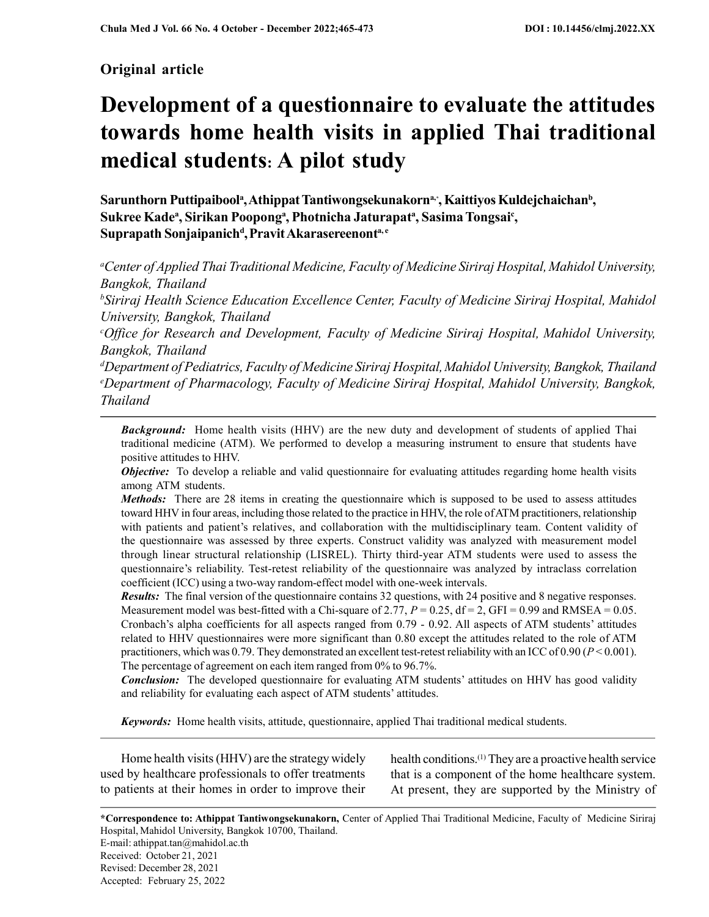**Original article**

# Development of a questionnaire to evaluate the attitudes towards home health visits in applied Thai traditional medical students: A pilot study

**Sarunthorn Puttipaibool[a], Athippat Tantiwongsekunakorn[a,*], Kaittiyos Kuldejchaichan[b], Sukree Kade[a], Sirikan Poopong[a], Photnicha Jaturapat[a], Sasima Tongsai[c], Suprapath Sonjaipanich[d], Pravit Akarasereenont[a,e]**

[a]*Center of Applied Thai Traditional Medicine, Faculty of Medicine Siriraj Hospital, Mahidol University, Bangkok, Thailand*
[b]*Siriraj Health Science Education Excellence Center, Faculty of Medicine Siriraj Hospital, Mahidol University, Bangkok, Thailand*
[c]*Office for Research and Development, Faculty of Medicine Siriraj Hospital, Mahidol University, Bangkok, Thailand*
[d]*Department of Pediatrics, Faculty of Medicine Siriraj Hospital, Mahidol University, Bangkok, Thailand*
[e]*Department of Pharmacology, Faculty of Medicine Siriraj Hospital, Mahidol University, Bangkok, Thailand*

***Background:*** Home health visits (HHV) are the new duty and development of students of applied Thai traditional medicine (ATM). We performed to develop a measuring instrument to ensure that students have positive attitudes to HHV.

***Objective:*** To develop a reliable and valid questionnaire for evaluating attitudes regarding home health visits among ATM students.

***Methods:*** There are 28 items in creating the questionnaire which is supposed to be used to assess attitudes toward HHV in four areas, including those related to the practice in HHV, the role of ATM practitioners, relationship with patients and patient's relatives, and collaboration with the multidisciplinary team. Content validity of the questionnaire was assessed by three experts. Construct validity was analyzed with measurement model through linear structural relationship (LISREL). Thirty third-year ATM students were used to assess the questionnaire's reliability. Test-retest reliability of the questionnaire was analyzed by intraclass correlation coefficient (ICC) using a two-way random-effect model with one-week intervals.

***Results:*** The final version of the questionnaire contains 32 questions, with 24 positive and 8 negative responses. Measurement model was best-fitted with a Chi-square of 2.77, $P = 0.25$, df = 2, GFI = 0.99 and RMSEA = 0.05. Cronbach's alpha coefficients for all aspects ranged from 0.79 - 0.92. All aspects of ATM students' attitudes related to HHV questionnaires were more significant than 0.80 except the attitudes related to the role of ATM practitioners, which was 0.79. They demonstrated an excellent test-retest reliability with an ICC of 0.90 ($P < 0.001$). The percentage of agreement on each item ranged from 0% to 96.7%.

***Conclusion:*** The developed questionnaire for evaluating ATM students' attitudes on HHV has good validity and reliability for evaluating each aspect of ATM students' attitudes.

***Keywords:*** Home health visits, attitude, questionnaire, applied Thai traditional medical students.

Home health visits (HHV) are the strategy widely used by healthcare professionals to offer treatments to patients at their homes in order to improve their health conditions.[1] They are a proactive health service that is a component of the home healthcare system. At present, they are supported by the Ministry of

**\*Correspondence to: Athippat Tantiwongsekunakorn,** Center of Applied Thai Traditional Medicine, Faculty of Medicine Siriraj Hospital, Mahidol University, Bangkok 10700, Thailand.
E-mail: athippat.tan@mahidol.ac.th
Received: October 21, 2021
Revised: December 28, 2021
Accepted: February 25, 2022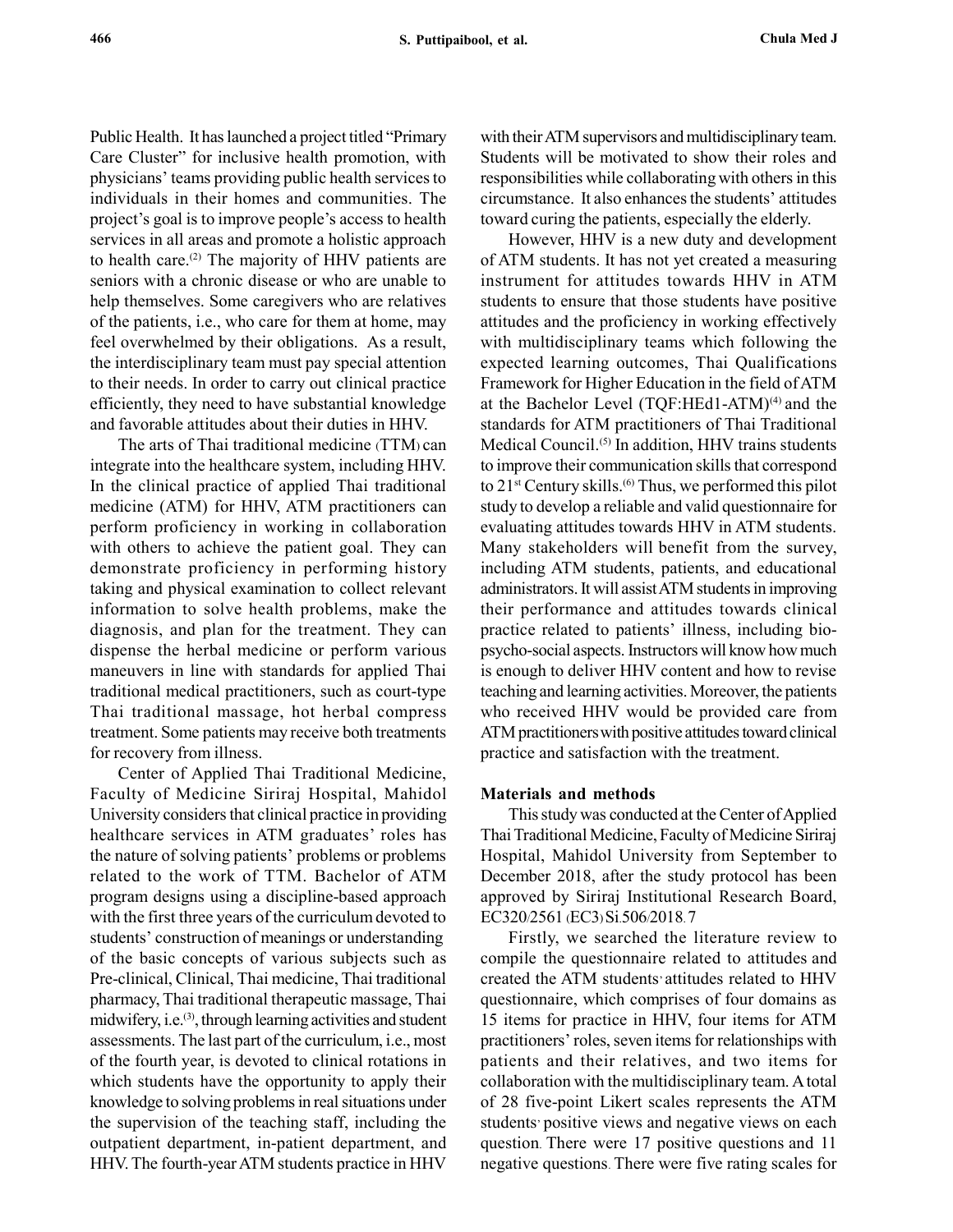Public Health. It has launched a project titled "Primary Care Cluster" for inclusive health promotion, with physicians' teams providing public health services to individuals in their homes and communities. The project's goal is to improve people's access to health services in all areas and promote a holistic approach to health care.[2] The majority of HHV patients are seniors with a chronic disease or who are unable to help themselves. Some caregivers who are relatives of the patients, i.e., who care for them at home, may feel overwhelmed by their obligations. As a result, the interdisciplinary team must pay special attention to their needs. In order to carry out clinical practice efficiently, they need to have substantial knowledge and favorable attitudes about their duties in HHV.

The arts of Thai traditional medicine (TTM) can integrate into the healthcare system, including HHV. In the clinical practice of applied Thai traditional medicine (ATM) for HHV, ATM practitioners can perform proficiency in working in collaboration with others to achieve the patient goal. They can demonstrate proficiency in performing history taking and physical examination to collect relevant information to solve health problems, make the diagnosis, and plan for the treatment. They can dispense the herbal medicine or perform various maneuvers in line with standards for applied Thai traditional medical practitioners, such as court-type Thai traditional massage, hot herbal compress treatment. Some patients may receive both treatments for recovery from illness.

Center of Applied Thai Traditional Medicine, Faculty of Medicine Siriraj Hospital, Mahidol University considers that clinical practice in providing healthcare services in ATM graduates' roles has the nature of solving patients' problems or problems related to the work of TTM. Bachelor of ATM program designs using a discipline-based approach with the first three years of the curriculum devoted to students' construction of meanings or understanding of the basic concepts of various subjects such as Pre-clinical, Clinical, Thai medicine, Thai traditional pharmacy, Thai traditional therapeutic massage, Thai midwifery, i.e.[3], through learning activities and student assessments. The last part of the curriculum, i.e., most of the fourth year, is devoted to clinical rotations in which students have the opportunity to apply their knowledge to solving problems in real situations under the supervision of the teaching staff, including the outpatient department, in-patient department, and HHV. The fourth-year ATM students practice in HHV with their ATM supervisors and multidisciplinary team. Students will be motivated to show their roles and responsibilities while collaborating with others in this circumstance. It also enhances the students' attitudes toward curing the patients, especially the elderly.

However, HHV is a new duty and development of ATM students. It has not yet created a measuring instrument for attitudes towards HHV in ATM students to ensure that those students have positive attitudes and the proficiency in working effectively with multidisciplinary teams which following the expected learning outcomes, Thai Qualifications Framework for Higher Education in the field of ATM at the Bachelor Level (TQF:HEd1-ATM)[4] and the standards for ATM practitioners of Thai Traditional Medical Council.[5] In addition, HHV trains students to improve their communication skills that correspond to 21st Century skills.[6] Thus, we performed this pilot study to develop a reliable and valid questionnaire for evaluating attitudes towards HHV in ATM students. Many stakeholders will benefit from the survey, including ATM students, patients, and educational administrators. It will assist ATM students in improving their performance and attitudes towards clinical practice related to patients' illness, including bio-psycho-social aspects. Instructors will know how much is enough to deliver HHV content and how to revise teaching and learning activities. Moreover, the patients who received HHV would be provided care from ATM practitioners with positive attitudes toward clinical practice and satisfaction with the treatment.

## Materials and methods

This study was conducted at the Center of Applied Thai Traditional Medicine, Faculty of Medicine Siriraj Hospital, Mahidol University from September to December 2018, after the study protocol has been approved by Siriraj Institutional Research Board, EC320/2561 (EC3) Si.506/2018. 7

Firstly, we searched the literature review to compile the questionnaire related to attitudes and created the ATM students' attitudes related to HHV questionnaire, which comprises of four domains as 15 items for practice in HHV, four items for ATM practitioners' roles, seven items for relationships with patients and their relatives, and two items for collaboration with the multidisciplinary team. A total of 28 five-point Likert scales represents the ATM students' positive views and negative views on each question. There were 17 positive questions and 11 negative questions. There were five rating scales for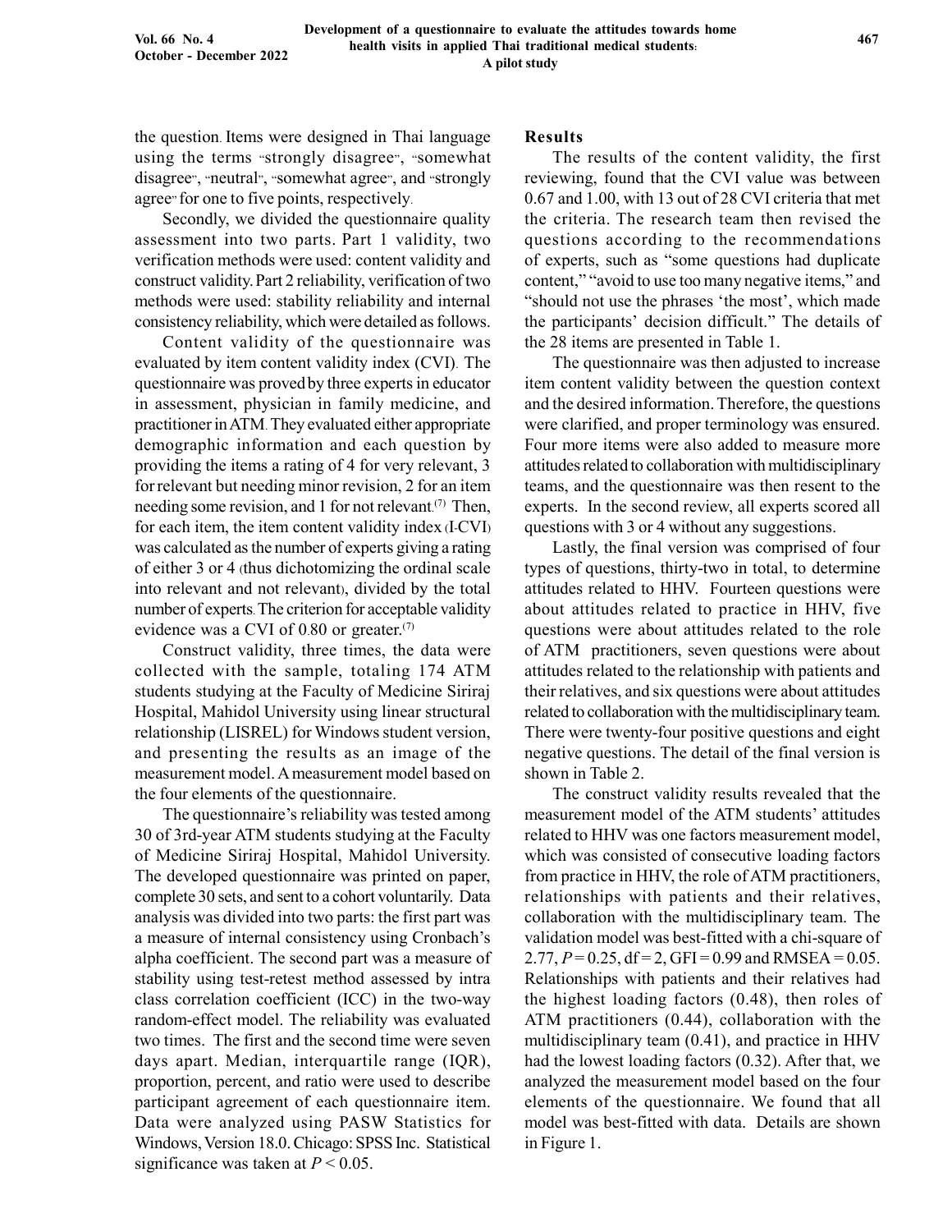the question. Items were designed in Thai language using the terms "strongly disagree", "somewhat disagree", "neutral", "somewhat agree", and "strongly agree" for one to five points, respectively.

Secondly, we divided the questionnaire quality assessment into two parts. Part 1 validity, two verification methods were used: content validity and construct validity. Part 2 reliability, verification of two methods were used: stability reliability and internal consistency reliability, which were detailed as follows.

Content validity of the questionnaire was evaluated by item content validity index (CVI). The questionnaire was proved by three experts in educator in assessment, physician in family medicine, and practitioner in ATM. They evaluated either appropriate demographic information and each question by providing the items a rating of 4 for very relevant, 3 for relevant but needing minor revision, 2 for an item needing some revision, and 1 for not relevant.[7] Then, for each item, the item content validity index (I-CVI) was calculated as the number of experts giving a rating of either 3 or 4 (thus dichotomizing the ordinal scale into relevant and not relevant), divided by the total number of experts. The criterion for acceptable validity evidence was a CVI of 0.80 or greater.[7]

Construct validity, three times, the data were collected with the sample, totaling 174 ATM students studying at the Faculty of Medicine Siriraj Hospital, Mahidol University using linear structural relationship (LISREL) for Windows student version, and presenting the results as an image of the measurement model. A measurement model based on the four elements of the questionnaire.

The questionnaire's reliability was tested among 30 of 3rd-year ATM students studying at the Faculty of Medicine Siriraj Hospital, Mahidol University. The developed questionnaire was printed on paper, complete 30 sets, and sent to a cohort voluntarily. Data analysis was divided into two parts: the first part was a measure of internal consistency using Cronbach's alpha coefficient. The second part was a measure of stability using test-retest method assessed by intra class correlation coefficient (ICC) in the two-way random-effect model. The reliability was evaluated two times. The first and the second time were seven days apart. Median, interquartile range (IQR), proportion, percent, and ratio were used to describe participant agreement of each questionnaire item. Data were analyzed using PASW Statistics for Windows, Version 18.0. Chicago: SPSS Inc. Statistical significance was taken at $P < 0.05$.

## Results

The results of the content validity, the first reviewing, found that the CVI value was between 0.67 and 1.00, with 13 out of 28 CVI criteria that met the criteria. The research team then revised the questions according to the recommendations of experts, such as "some questions had duplicate content," "avoid to use too many negative items," and "should not use the phrases 'the most', which made the participants' decision difficult." The details of the 28 items are presented in Table 1.

The questionnaire was then adjusted to increase item content validity between the question context and the desired information. Therefore, the questions were clarified, and proper terminology was ensured. Four more items were also added to measure more attitudes related to collaboration with multidisciplinary teams, and the questionnaire was then resent to the experts. In the second review, all experts scored all questions with 3 or 4 without any suggestions.

Lastly, the final version was comprised of four types of questions, thirty-two in total, to determine attitudes related to HHV. Fourteen questions were about attitudes related to practice in HHV, five questions were about attitudes related to the role of ATM practitioners, seven questions were about attitudes related to the relationship with patients and their relatives, and six questions were about attitudes related to collaboration with the multidisciplinary team. There were twenty-four positive questions and eight negative questions. The detail of the final version is shown in Table 2.

The construct validity results revealed that the measurement model of the ATM students' attitudes related to HHV was one factors measurement model, which was consisted of consecutive loading factors from practice in HHV, the role of ATM practitioners, relationships with patients and their relatives, collaboration with the multidisciplinary team. The validation model was best-fitted with a chi-square of 2.77, $P = 0.25$, df = 2, GFI = 0.99 and RMSEA = 0.05. Relationships with patients and their relatives had the highest loading factors (0.48), then roles of ATM practitioners (0.44), collaboration with the multidisciplinary team (0.41), and practice in HHV had the lowest loading factors (0.32). After that, we analyzed the measurement model based on the four elements of the questionnaire. We found that all model was best-fitted with data. Details are shown in Figure 1.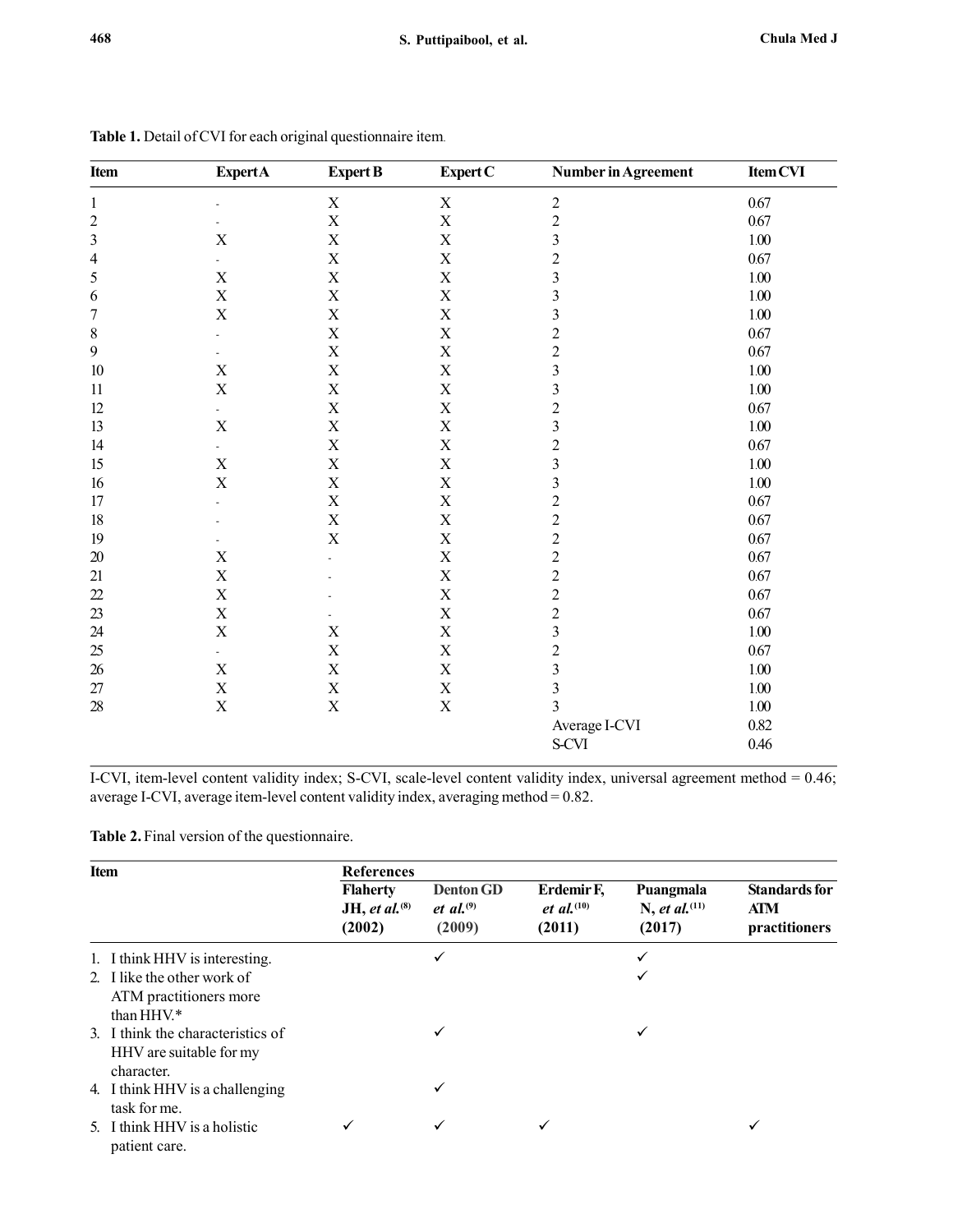**Table 1.** Detail of CVI for each original questionnaire item.

| Item | Expert A | Expert B | Expert C | Number in Agreement | Item CVI |
|---|---|---|---|---|---|
| 1 | - | X | X | 2 | 0.67 |
| 2 | - | X | X | 2 | 0.67 |
| 3 | X | X | X | 3 | 1.00 |
| 4 | - | X | X | 2 | 0.67 |
| 5 | X | X | X | 3 | 1.00 |
| 6 | X | X | X | 3 | 1.00 |
| 7 | X | X | X | 3 | 1.00 |
| 8 | - | X | X | 2 | 0.67 |
| 9 | - | X | X | 2 | 0.67 |
| 10 | X | X | X | 3 | 1.00 |
| 11 | X | X | X | 3 | 1.00 |
| 12 | - | X | X | 2 | 0.67 |
| 13 | X | X | X | 3 | 1.00 |
| 14 | - | X | X | 2 | 0.67 |
| 15 | X | X | X | 3 | 1.00 |
| 16 | X | X | X | 3 | 1.00 |
| 17 | - | X | X | 2 | 0.67 |
| 18 | - | X | X | 2 | 0.67 |
| 19 | - | X | X | 2 | 0.67 |
| 20 | X | - | X | 2 | 0.67 |
| 21 | X | - | X | 2 | 0.67 |
| 22 | X | - | X | 2 | 0.67 |
| 23 | X | - | X | 2 | 0.67 |
| 24 | X | X | X | 3 | 1.00 |
| 25 | - | X | X | 2 | 0.67 |
| 26 | X | X | X | 3 | 1.00 |
| 27 | X | X | X | 3 | 1.00 |
| 28 | X | X | X | 3 | 1.00 |
| | | | | Average I-CVI | 0.82 |
| | | | | S-CVI | 0.46 |

I-CVI, item-level content validity index; S-CVI, scale-level content validity index, universal agreement method = 0.46; average I-CVI, average item-level content validity index, averaging method = 0.82.

**Table 2.** Final version of the questionnaire.

| Item | References | | | | |
|---|---|---|---|---|---|
| | Flaherty JH, *et al.*[8] (2002) | Denton GD *et al.*[9] (2009) | Erdemir F, *et al.*[10] (2011) | Puangmala N, *et al.*[11] (2017) | Standards for ATM practitioners |
| 1. I think HHV is interesting. | | ✓ | | ✓ | |
| 2. I like the other work of ATM practitioners more than HHV.* | | | | ✓ | |
| 3. I think the characteristics of HHV are suitable for my character. | | ✓ | | ✓ | |
| 4. I think HHV is a challenging task for me. | | ✓ | | | |
| 5. I think HHV is a holistic patient care. | ✓ | ✓ | ✓ | | ✓ |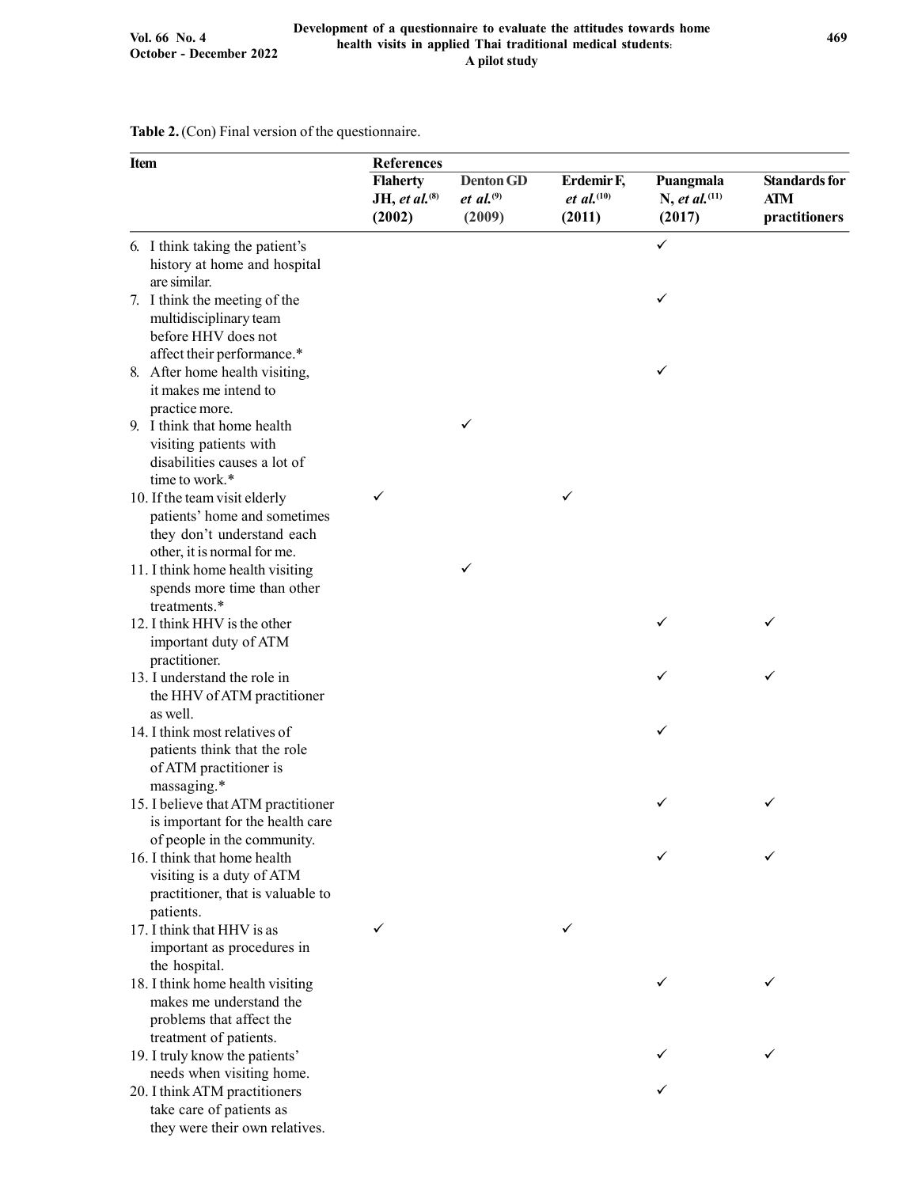**Table 2.** (Con) Final version of the questionnaire.

| Item | References | | | | |
|---|---|---|---|---|---|
| | Flaherty JH, *et al.*[8] (2002) | Denton GD *et al.*[9] (2009) | Erdemir F, *et al.*[10] (2011) | Puangmala N, *et al.*[11] (2017) | Standards for ATM practitioners |
| 6. I think taking the patient's history at home and hospital are similar. | | | | ✓ | |
| 7. I think the meeting of the multidisciplinary team before HHV does not affect their performance.* | | | | ✓ | |
| 8. After home health visiting, it makes me intend to practice more. | | | | ✓ | |
| 9. I think that home health visiting patients with disabilities causes a lot of time to work.* | | ✓ | | | |
| 10. If the team visit elderly patients' home and sometimes they don't understand each other, it is normal for me. | ✓ | | ✓ | | |
| 11. I think home health visiting spends more time than other treatments.* | | ✓ | | | |
| 12. I think HHV is the other important duty of ATM practitioner. | | | | ✓ | ✓ |
| 13. I understand the role in the HHV of ATM practitioner as well. | | | | ✓ | ✓ |
| 14. I think most relatives of patients think that the role of ATM practitioner is massaging.* | | | | ✓ | |
| 15. I believe that ATM practitioner is important for the health care of people in the community. | | | | ✓ | ✓ |
| 16. I think that home health visiting is a duty of ATM practitioner, that is valuable to patients. | | | | ✓ | ✓ |
| 17. I think that HHV is as important as procedures in the hospital. | ✓ | | ✓ | | |
| 18. I think home health visiting makes me understand the problems that affect the treatment of patients. | | | | ✓ | ✓ |
| 19. I truly know the patients' needs when visiting home. | | | | ✓ | ✓ |
| 20. I think ATM practitioners take care of patients as they were their own relatives. | | | | ✓ | |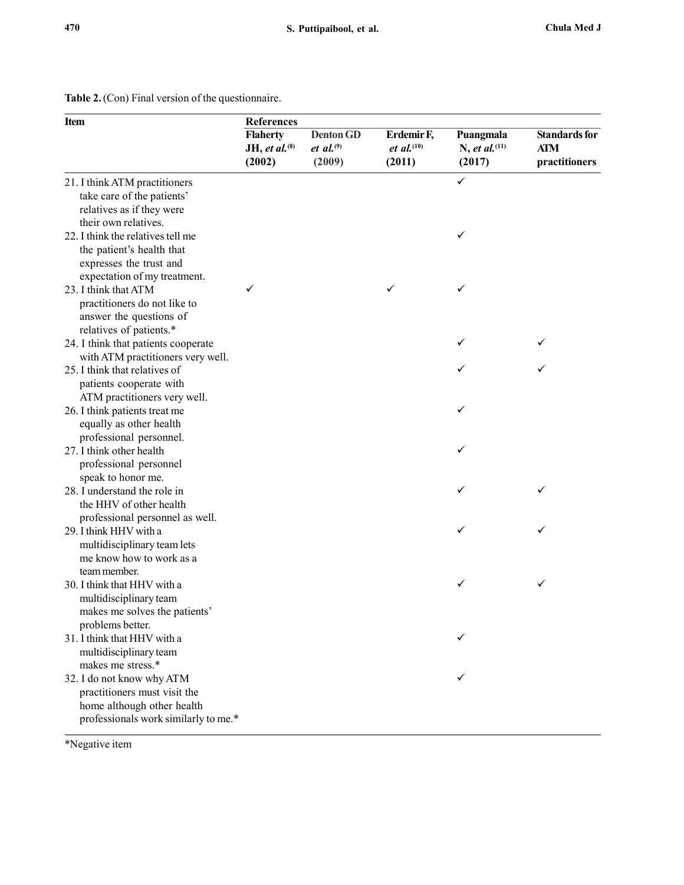**Table 2.** (Con) Final version of the questionnaire.

| Item | References | | | | |
|---|---|---|---|---|---|
| | **Flaherty JH, *et al.*[8] (2002)** | **Denton GD *et al.*[9] (2009)** | **Erdemir F, *et al.*[10] (2011)** | **Puangmala N, *et al.*[11] (2017)** | **Standards for ATM practitioners** |
| 21. I think ATM practitioners take care of the patients' relatives as if they were their own relatives. | | | | ✓ | |
| 22. I think the relatives tell me the patient's health that expresses the trust and expectation of my treatment. | | | | ✓ | |
| 23. I think that ATM practitioners do not like to answer the questions of relatives of patients.* | ✓ | | ✓ | ✓ | |
| 24. I think that patients cooperate with ATM practitioners very well. | | | | ✓ | ✓ |
| 25. I think that relatives of patients cooperate with ATM practitioners very well. | | | | ✓ | ✓ |
| 26. I think patients treat me equally as other health professional personnel. | | | | ✓ | |
| 27. I think other health professional personnel speak to honor me. | | | | ✓ | |
| 28. I understand the role in the HHV of other health professional personnel as well. | | | | ✓ | ✓ |
| 29. I think HHV with a multidisciplinary team lets me know how to work as a team member. | | | | ✓ | ✓ |
| 30. I think that HHV with a multidisciplinary team makes me solves the patients' problems better. | | | | ✓ | ✓ |
| 31. I think that HHV with a multidisciplinary team makes me stress.* | | | | ✓ | |
| 32. I do not know why ATM practitioners must visit the home although other health professionals work similarly to me.* | | | | ✓ | |

*Negative item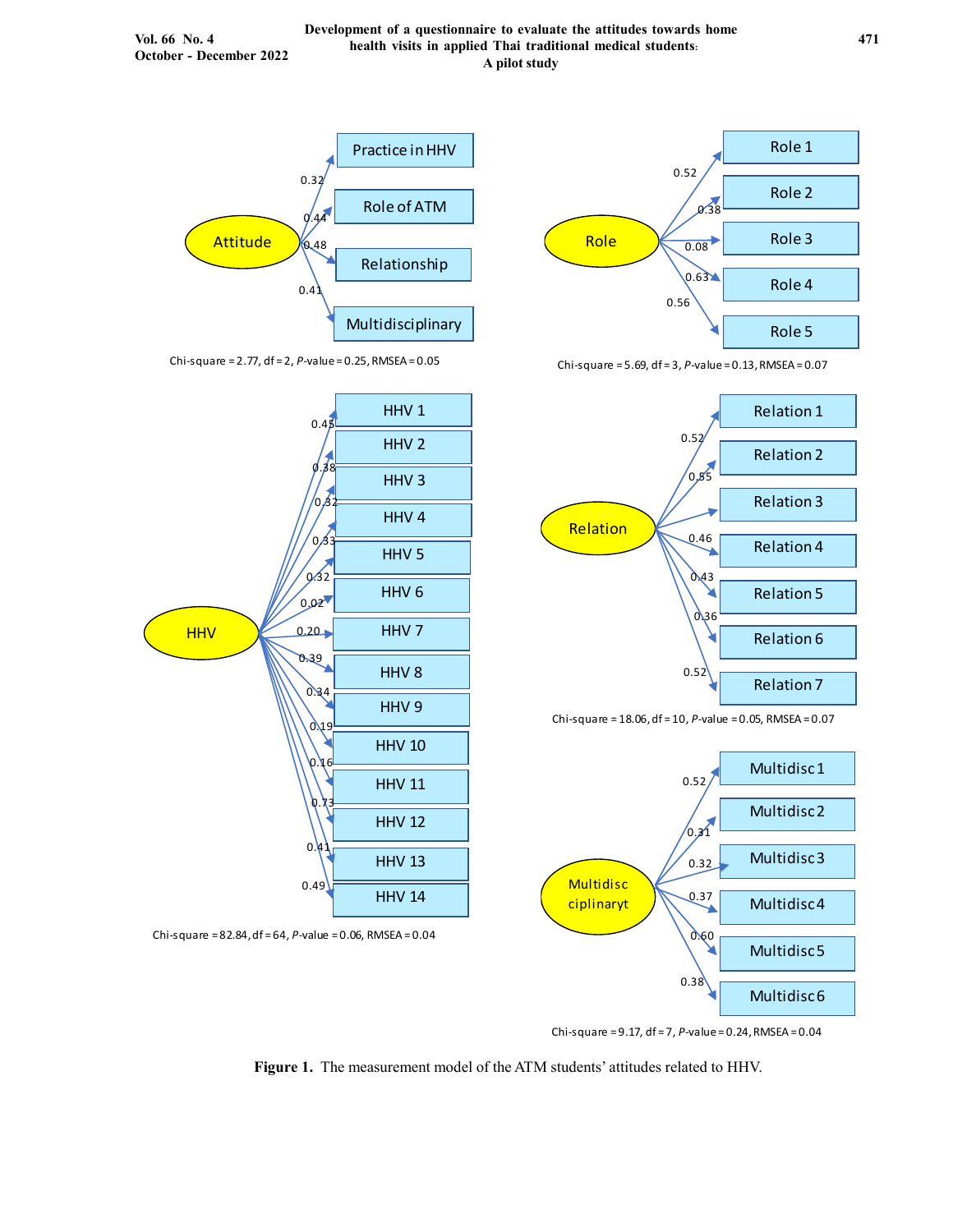Practice in HHV

Role of ATM

Relationship

Multidisciplinary

Attitude

0.32

0.44

0.48

0.41

Chi-square = 2.77, df = 2, *P*-value = 0.25, RMSEA = 0.05

Role

Role 1

Role 2

Role 3

Role 4

Role 5

0.52

0.38

0.08

0.63

0.56

Chi-square = 5.69, df = 3, *P*-value = 0.13, RMSEA = 0.07

HHV

HHV 1

HHV 2

HHV 3

HHV 4

HHV 5

HHV 6

HHV 7

HHV 8

HHV 9

HHV 10

HHV 11

HHV 12

HHV 13

HHV 14

0.45

0.38

0.32

0.33

0.32

0.02

0.20

0.39

0.34

0.19

0.16

0.73

0.41

0.49

Chi-square = 82.84, df = 64, *P*-value = 0.06, RMSEA = 0.04

Relation

Relation 1

Relation 2

Relation 3

Relation 4

Relation 5

Relation 6

Relation 7

0.52

0.55

0.46

0.43

0.36

0.52

Chi-square = 18.06, df = 10, *P*-value = 0.05, RMSEA = 0.07

Multidisc ciplinaryt

Multidisc 1

Multidisc 2

Multidisc 3

Multidisc 4

Multidisc 5

Multidisc 6

0.52

0.31

0.32

0.37

0.60

0.38

Chi-square = 9.17, df = 7, *P*-value = 0.24, RMSEA = 0.04

**Figure 1.** The measurement model of the ATM students' attitudes related to HHV.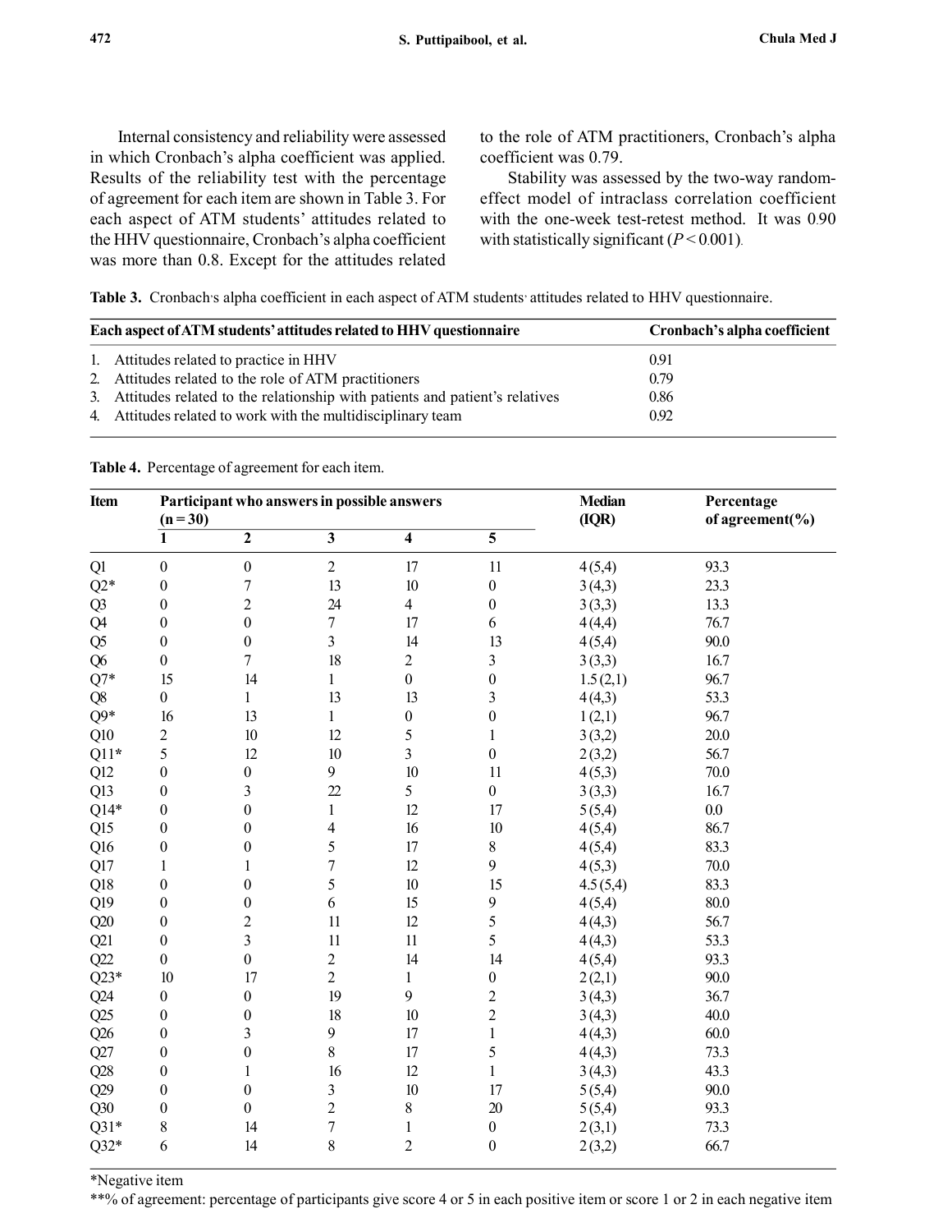Internal consistency and reliability were assessed in which Cronbach's alpha coefficient was applied. Results of the reliability test with the percentage of agreement for each item are shown in Table 3. For each aspect of ATM students' attitudes related to the HHV questionnaire, Cronbach's alpha coefficient was more than 0.8. Except for the attitudes related to the role of ATM practitioners, Cronbach's alpha coefficient was 0.79.

Stability was assessed by the two-way random-effect model of intraclass correlation coefficient with the one-week test-retest method. It was 0.90 with statistically significant ($P < 0.001$).

**Table 3.** Cronbach's alpha coefficient in each aspect of ATM students' attitudes related to HHV questionnaire.

| Each aspect of ATM students' attitudes related to HHV questionnaire | Cronbach's alpha coefficient |
|---|---|
| 1. Attitudes related to practice in HHV | 0.91 |
| 2. Attitudes related to the role of ATM practitioners | 0.79 |
| 3. Attitudes related to the relationship with patients and patient's relatives | 0.86 |
| 4. Attitudes related to work with the multidisciplinary team | 0.92 |

**Table 4.** Percentage of agreement for each item.

| Item | Participant who answers in possible answers (n = 30) | | | | | Median (IQR) | Percentage of agreement(%) |
|---|---|---|---|---|---|---|---|
| | 1 | 2 | 3 | 4 | 5 | | |
| Q1 | 0 | 0 | 2 | 17 | 11 | 4 (5,4) | 93.3 |
| Q2* | 0 | 7 | 13 | 10 | 0 | 3 (4,3) | 23.3 |
| Q3 | 0 | 2 | 24 | 4 | 0 | 3 (3,3) | 13.3 |
| Q4 | 0 | 0 | 7 | 17 | 6 | 4 (4,4) | 76.7 |
| Q5 | 0 | 0 | 3 | 14 | 13 | 4 (5,4) | 90.0 |
| Q6 | 0 | 7 | 18 | 2 | 3 | 3 (3,3) | 16.7 |
| Q7* | 15 | 14 | 1 | 0 | 0 | 1.5 (2,1) | 96.7 |
| Q8 | 0 | 1 | 13 | 13 | 3 | 4 (4,3) | 53.3 |
| Q9* | 16 | 13 | 1 | 0 | 0 | 1 (2,1) | 96.7 |
| Q10 | 2 | 10 | 12 | 5 | 1 | 3 (3,2) | 20.0 |
| Q11* | 5 | 12 | 10 | 3 | 0 | 2 (3,2) | 56.7 |
| Q12 | 0 | 0 | 9 | 10 | 11 | 4 (5,3) | 70.0 |
| Q13 | 0 | 3 | 22 | 5 | 0 | 3 (3,3) | 16.7 |
| Q14* | 0 | 0 | 1 | 12 | 17 | 5 (5,4) | 0.0 |
| Q15 | 0 | 0 | 4 | 16 | 10 | 4 (5,4) | 86.7 |
| Q16 | 0 | 0 | 5 | 17 | 8 | 4 (5,4) | 83.3 |
| Q17 | 1 | 1 | 7 | 12 | 9 | 4 (5,3) | 70.0 |
| Q18 | 0 | 0 | 5 | 10 | 15 | 4.5 (5,4) | 83.3 |
| Q19 | 0 | 0 | 6 | 15 | 9 | 4 (5,4) | 80.0 |
| Q20 | 0 | 2 | 11 | 12 | 5 | 4 (4,3) | 56.7 |
| Q21 | 0 | 3 | 11 | 11 | 5 | 4 (4,3) | 53.3 |
| Q22 | 0 | 0 | 2 | 14 | 14 | 4 (5,4) | 93.3 |
| Q23* | 10 | 17 | 2 | 1 | 0 | 2 (2,1) | 90.0 |
| Q24 | 0 | 0 | 19 | 9 | 2 | 3 (4,3) | 36.7 |
| Q25 | 0 | 0 | 18 | 10 | 2 | 3 (4,3) | 40.0 |
| Q26 | 0 | 3 | 9 | 17 | 1 | 4 (4,3) | 60.0 |
| Q27 | 0 | 0 | 8 | 17 | 5 | 4 (4,3) | 73.3 |
| Q28 | 0 | 1 | 16 | 12 | 1 | 3 (4,3) | 43.3 |
| Q29 | 0 | 0 | 3 | 10 | 17 | 5 (5,4) | 90.0 |
| Q30 | 0 | 0 | 2 | 8 | 20 | 5 (5,4) | 93.3 |
| Q31* | 8 | 14 | 7 | 1 | 0 | 2 (3,1) | 73.3 |
| Q32* | 6 | 14 | 8 | 2 | 0 | 2 (3,2) | 66.7 |

*Negative item

**% of agreement: percentage of participants give score 4 or 5 in each positive item or score 1 or 2 in each negative item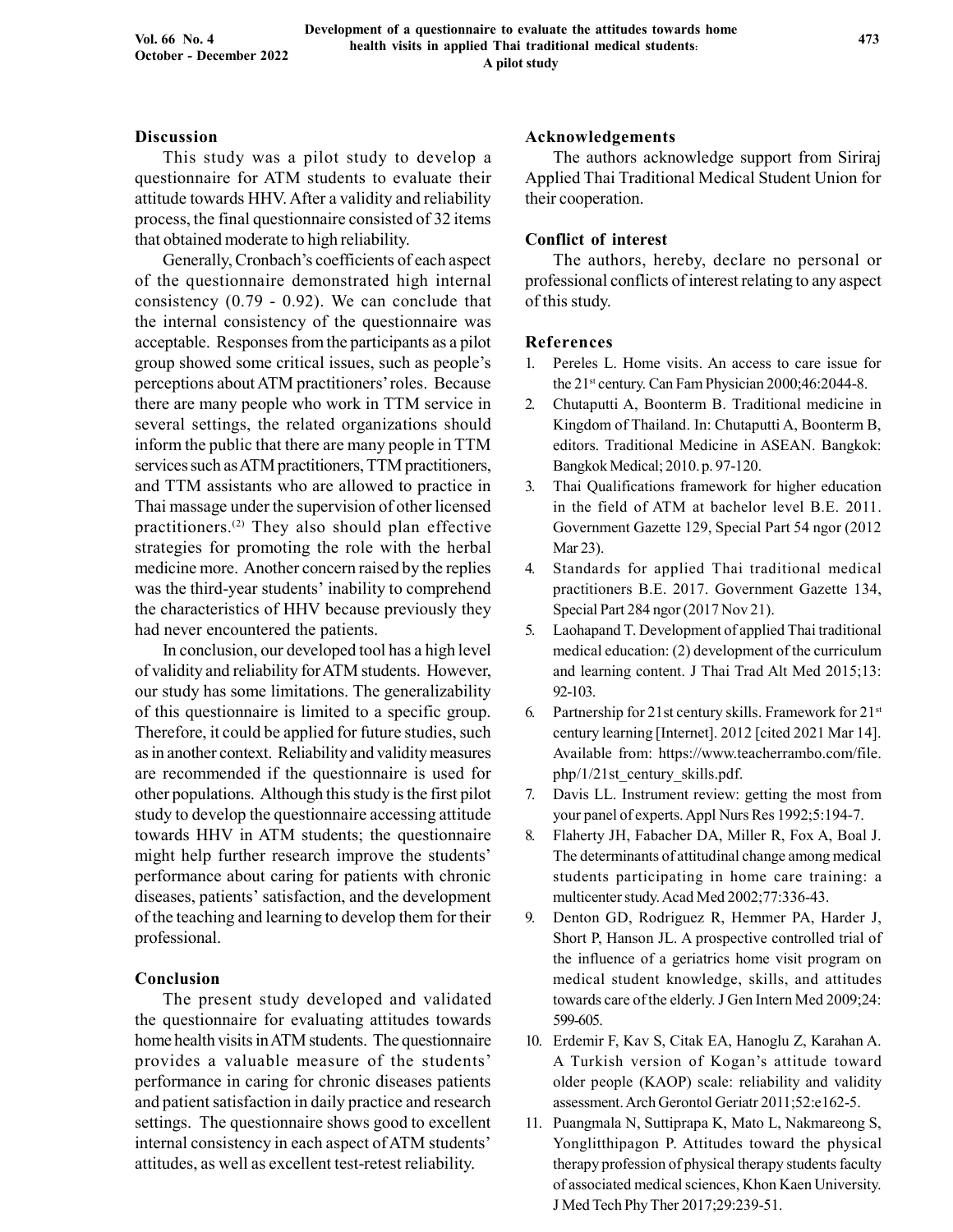## Discussion

This study was a pilot study to develop a questionnaire for ATM students to evaluate their attitude towards HHV. After a validity and reliability process, the final questionnaire consisted of 32 items that obtained moderate to high reliability.

Generally, Cronbach's coefficients of each aspect of the questionnaire demonstrated high internal consistency (0.79 - 0.92). We can conclude that the internal consistency of the questionnaire was acceptable. Responses from the participants as a pilot group showed some critical issues, such as people's perceptions about ATM practitioners' roles. Because there are many people who work in TTM service in several settings, the related organizations should inform the public that there are many people in TTM services such as ATM practitioners, TTM practitioners, and TTM assistants who are allowed to practice in Thai massage under the supervision of other licensed practitioners.(2) They also should plan effective strategies for promoting the role with the herbal medicine more. Another concern raised by the replies was the third-year students' inability to comprehend the characteristics of HHV because previously they had never encountered the patients.

In conclusion, our developed tool has a high level of validity and reliability for ATM students. However, our study has some limitations. The generalizability of this questionnaire is limited to a specific group. Therefore, it could be applied for future studies, such as in another context. Reliability and validity measures are recommended if the questionnaire is used for other populations. Although this study is the first pilot study to develop the questionnaire accessing attitude towards HHV in ATM students; the questionnaire might help further research improve the students' performance about caring for patients with chronic diseases, patients' satisfaction, and the development of the teaching and learning to develop them for their professional.

## Conclusion

The present study developed and validated the questionnaire for evaluating attitudes towards home health visits in ATM students. The questionnaire provides a valuable measure of the students' performance in caring for chronic diseases patients and patient satisfaction in daily practice and research settings. The questionnaire shows good to excellent internal consistency in each aspect of ATM students' attitudes, as well as excellent test-retest reliability.

## Acknowledgements

The authors acknowledge support from Siriraj Applied Thai Traditional Medical Student Union for their cooperation.

## Conflict of interest

The authors, hereby, declare no personal or professional conflicts of interest relating to any aspect of this study.

## References

1. Pereles L. Home visits. An access to care issue for the 21st century. Can Fam Physician 2000;46:2044-8.
2. Chutaputti A, Boonterm B. Traditional medicine in Kingdom of Thailand. In: Chutaputti A, Boonterm B, editors. Traditional Medicine in ASEAN. Bangkok: Bangkok Medical; 2010. p. 97-120.
3. Thai Qualifications framework for higher education in the field of ATM at bachelor level B.E. 2011. Government Gazette 129, Special Part 54 ngor (2012 Mar 23).
4. Standards for applied Thai traditional medical practitioners B.E. 2017. Government Gazette 134, Special Part 284 ngor (2017 Nov 21).
5. Laohapand T. Development of applied Thai traditional medical education: (2) development of the curriculum and learning content. J Thai Trad Alt Med 2015;13: 92-103.
6. Partnership for 21st century skills. Framework for 21st century learning [Internet]. 2012 [cited 2021 Mar 14]. Available from: https://www.teacherrambo.com/file.php/1/21st_century_skills.pdf.
7. Davis LL. Instrument review: getting the most from your panel of experts. Appl Nurs Res 1992;5:194-7.
8. Flaherty JH, Fabacher DA, Miller R, Fox A, Boal J. The determinants of attitudinal change among medical students participating in home care training: a multicenter study. Acad Med 2002;77:336-43.
9. Denton GD, Rodriguez R, Hemmer PA, Harder J, Short P, Hanson JL. A prospective controlled trial of the influence of a geriatrics home visit program on medical student knowledge, skills, and attitudes towards care of the elderly. J Gen Intern Med 2009;24: 599-605.
10. Erdemir F, Kav S, Citak EA, Hanoglu Z, Karahan A. A Turkish version of Kogan's attitude toward older people (KAOP) scale: reliability and validity assessment. Arch Gerontol Geriatr 2011;52:e162-5.
11. Puangmala N, Suttiprapa K, Mato L, Nakmareong S, Yonglitthipagon P. Attitudes toward the physical therapy profession of physical therapy students faculty of associated medical sciences, Khon Kaen University. J Med Tech Phy Ther 2017;29:239-51.